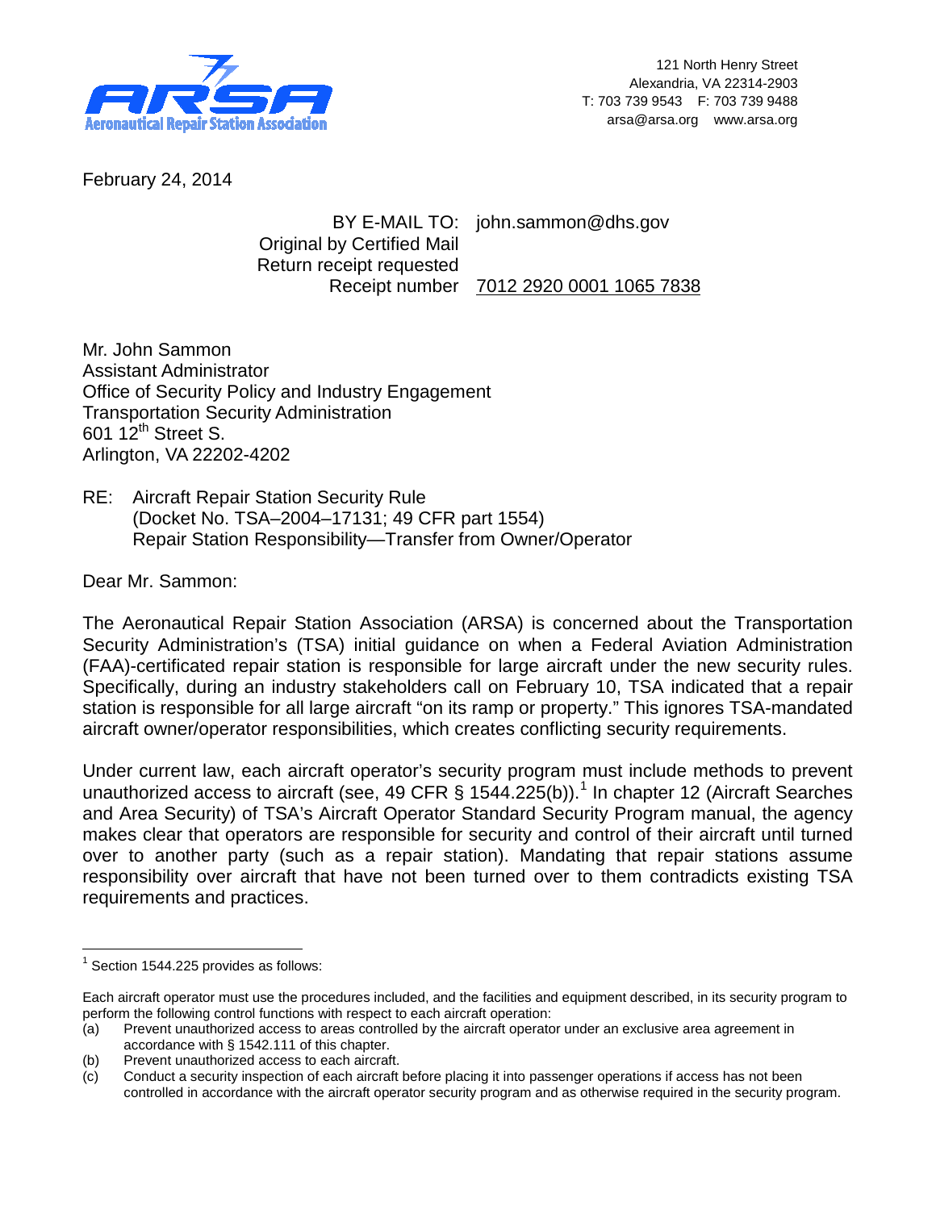ARSA
Aeronautical Repair Station Association

121 North Henry Street
Alexandria, VA 22314-2903
T: 703 739 9543 F: 703 739 9488
arsa@arsa.org www.arsa.org

February 24, 2014

BY E-MAIL TO: john.sammon@dhs.gov
Original by Certified Mail
Return receipt requested
Receipt number 7012 2920 0001 1065 7838

Mr. John Sammon
Assistant Administrator
Office of Security Policy and Industry Engagement
Transportation Security Administration
601 12th Street S.
Arlington, VA 22202-4202

RE: Aircraft Repair Station Security Rule
(Docket No. TSA–2004–17131; 49 CFR part 1554)
Repair Station Responsibility—Transfer from Owner/Operator

Dear Mr. Sammon:

The Aeronautical Repair Station Association (ARSA) is concerned about the Transportation Security Administration's (TSA) initial guidance on when a Federal Aviation Administration (FAA)-certificated repair station is responsible for large aircraft under the new security rules. Specifically, during an industry stakeholders call on February 10, TSA indicated that a repair station is responsible for all large aircraft "on its ramp or property." This ignores TSA-mandated aircraft owner/operator responsibilities, which creates conflicting security requirements.

Under current law, each aircraft operator's security program must include methods to prevent unauthorized access to aircraft (see, 49 CFR § 1544.225(b)).[1] In chapter 12 (Aircraft Searches and Area Security) of TSA's Aircraft Operator Standard Security Program manual, the agency makes clear that operators are responsible for security and control of their aircraft until turned over to another party (such as a repair station). Mandating that repair stations assume responsibility over aircraft that have not been turned over to them contradicts existing TSA requirements and practices.

---

[1] Section 1544.225 provides as follows:

Each aircraft operator must use the procedures included, and the facilities and equipment described, in its security program to perform the following control functions with respect to each aircraft operation:

(a) Prevent unauthorized access to areas controlled by the aircraft operator under an exclusive area agreement in accordance with § 1542.111 of this chapter.
(b) Prevent unauthorized access to each aircraft.
(c) Conduct a security inspection of each aircraft before placing it into passenger operations if access has not been controlled in accordance with the aircraft operator security program and as otherwise required in the security program.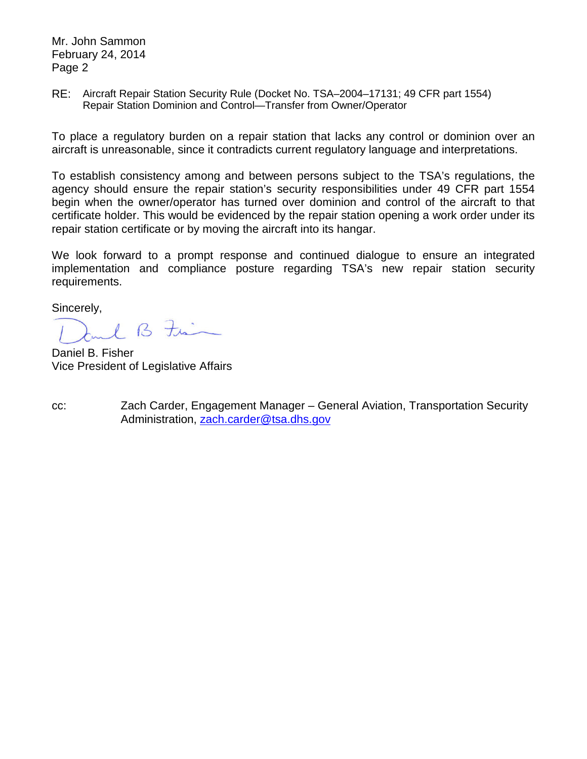RE: Aircraft Repair Station Security Rule (Docket No. TSA–2004–17131; 49 CFR part 1554)
Repair Station Dominion and Control—Transfer from Owner/Operator

To place a regulatory burden on a repair station that lacks any control or dominion over an aircraft is unreasonable, since it contradicts current regulatory language and interpretations.

To establish consistency among and between persons subject to the TSA's regulations, the agency should ensure the repair station's security responsibilities under 49 CFR part 1554 begin when the owner/operator has turned over dominion and control of the aircraft to that certificate holder. This would be evidenced by the repair station opening a work order under its repair station certificate or by moving the aircraft into its hangar.

We look forward to a prompt response and continued dialogue to ensure an integrated implementation and compliance posture regarding TSA's new repair station security requirements.

Sincerely,

Daniel B. Fisher
Vice President of Legislative Affairs

cc: Zach Carder, Engagement Manager – General Aviation, Transportation Security Administration, zach.carder@tsa.dhs.gov